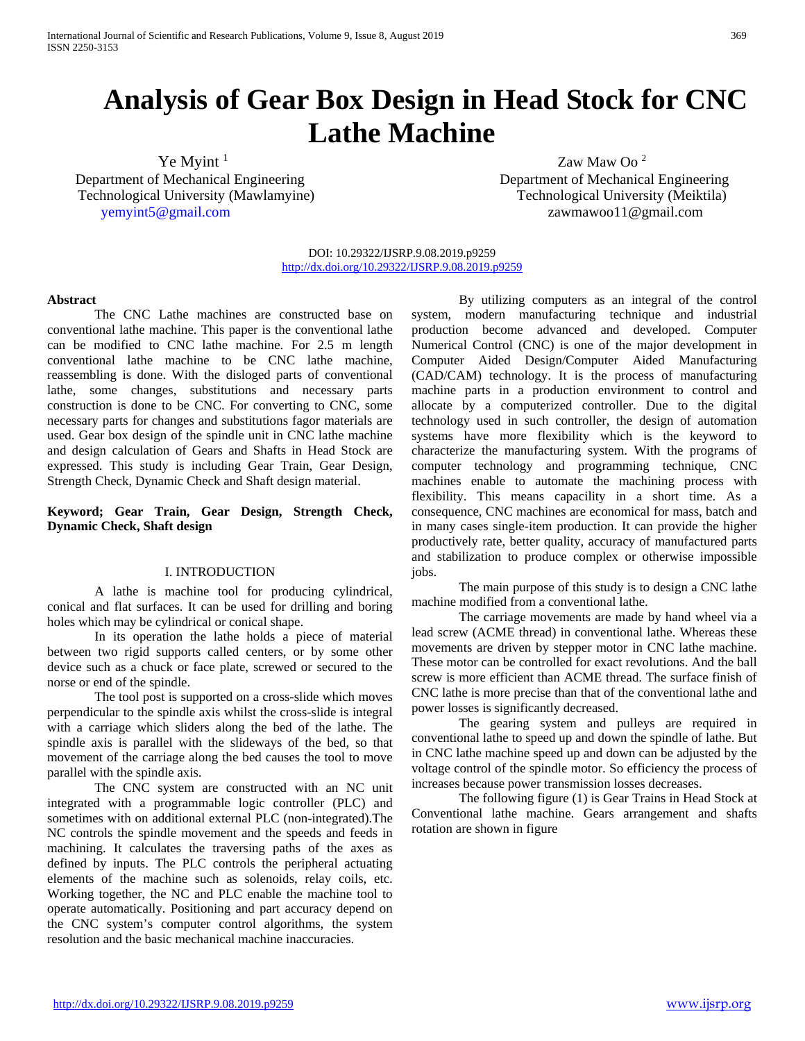# Analysis of Gear Box Design in Head Stock for CNC Lathe Machine

Ye Myint [1]
Department of Mechanical Engineering
Technological University (Mawlamyine)
yemyint5@gmail.com

Zaw Maw Oo [2]
Department of Mechanical Engineering
Technological University (Meiktila)
zawmawoo11@gmail.com

DOI: 10.29322/IJSRP.9.08.2019.p9259
http://dx.doi.org/10.29322/IJSRP.9.08.2019.p9259

**Abstract**

The CNC Lathe machines are constructed base on conventional lathe machine. This paper is the conventional lathe can be modified to CNC lathe machine. For 2.5 m length conventional lathe machine to be CNC lathe machine, reassembling is done. With the disloged parts of conventional lathe, some changes, substitutions and necessary parts construction is done to be CNC. For converting to CNC, some necessary parts for changes and substitutions fagor materials are used. Gear box design of the spindle unit in CNC lathe machine and design calculation of Gears and Shafts in Head Stock are expressed. This study is including Gear Train, Gear Design, Strength Check, Dynamic Check and Shaft design material.

**Keyword; Gear Train, Gear Design, Strength Check, Dynamic Check, Shaft design**

## I. INTRODUCTION

A lathe is machine tool for producing cylindrical, conical and flat surfaces. It can be used for drilling and boring holes which may be cylindrical or conical shape.

In its operation the lathe holds a piece of material between two rigid supports called centers, or by some other device such as a chuck or face plate, screwed or secured to the norse or end of the spindle.

The tool post is supported on a cross-slide which moves perpendicular to the spindle axis whilst the cross-slide is integral with a carriage which sliders along the bed of the lathe. The spindle axis is parallel with the slideways of the bed, so that movement of the carriage along the bed causes the tool to move parallel with the spindle axis.

The CNC system are constructed with an NC unit integrated with a programmable logic controller (PLC) and sometimes with on additional external PLC (non-integrated).The NC controls the spindle movement and the speeds and feeds in machining. It calculates the traversing paths of the axes as defined by inputs. The PLC controls the peripheral actuating elements of the machine such as solenoids, relay coils, etc. Working together, the NC and PLC enable the machine tool to operate automatically. Positioning and part accuracy depend on the CNC system's computer control algorithms, the system resolution and the basic mechanical machine inaccuracies.

By utilizing computers as an integral of the control system, modern manufacturing technique and industrial production become advanced and developed. Computer Numerical Control (CNC) is one of the major development in Computer Aided Design/Computer Aided Manufacturing (CAD/CAM) technology. It is the process of manufacturing machine parts in a production environment to control and allocate by a computerized controller. Due to the digital technology used in such controller, the design of automation systems have more flexibility which is the keyword to characterize the manufacturing system. With the programs of computer technology and programming technique, CNC machines enable to automate the machining process with flexibility. This means capacity in a short time. As a consequence, CNC machines are economical for mass, batch and in many cases single-item production. It can provide the higher productively rate, better quality, accuracy of manufactured parts and stabilization to produce complex or otherwise impossible jobs.

The main purpose of this study is to design a CNC lathe machine modified from a conventional lathe.

The carriage movements are made by hand wheel via a lead screw (ACME thread) in conventional lathe. Whereas these movements are driven by stepper motor in CNC lathe machine. These motor can be controlled for exact revolutions. And the ball screw is more efficient than ACME thread. The surface finish of CNC lathe is more precise than that of the conventional lathe and power losses is significantly decreased.

The gearing system and pulleys are required in conventional lathe to speed up and down the spindle of lathe. But in CNC lathe machine speed up and down can be adjusted by the voltage control of the spindle motor. So efficiency the process of increases because power transmission losses decreases.

The following figure (1) is Gear Trains in Head Stock at Conventional lathe machine. Gears arrangement and shafts rotation are shown in figure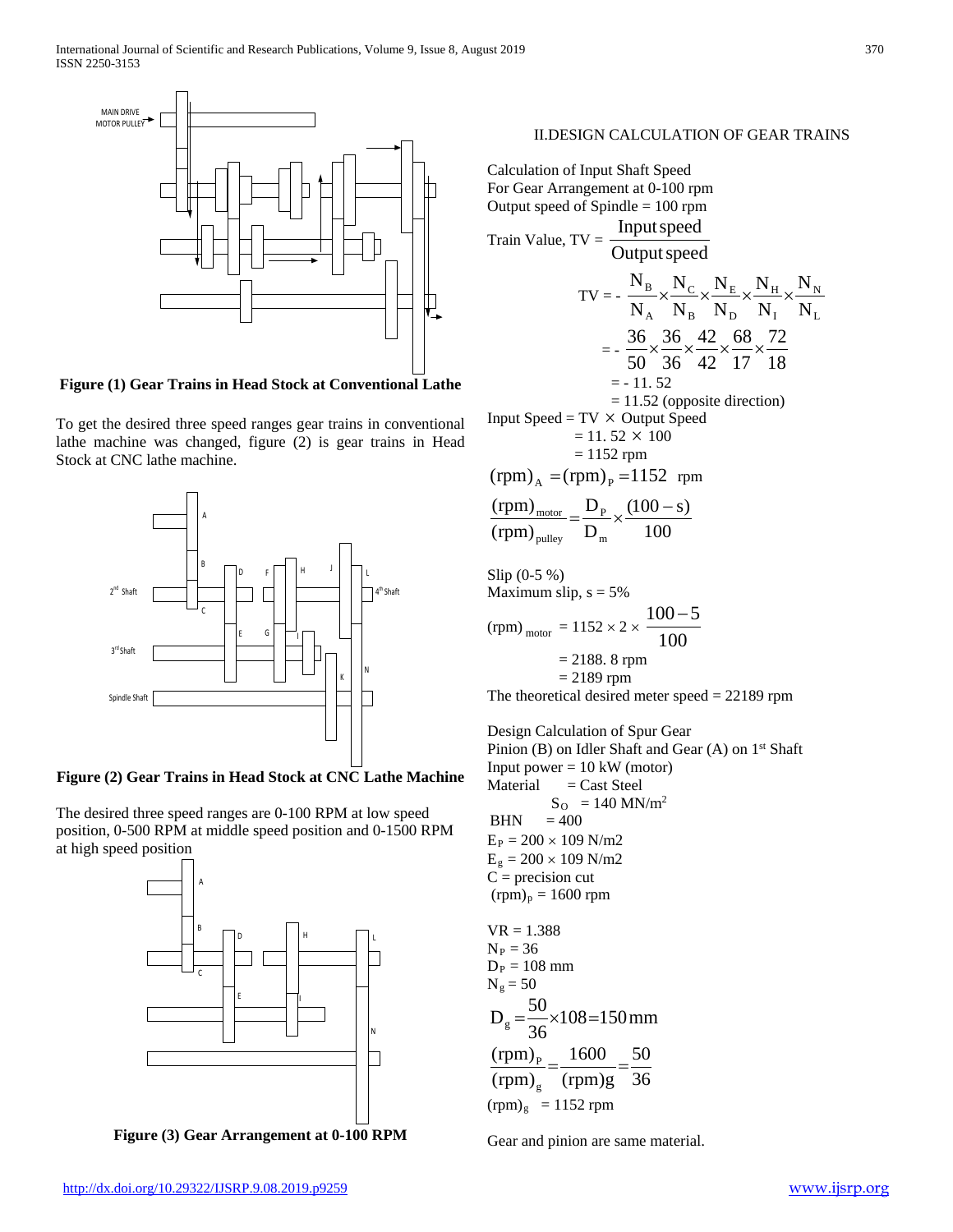Figure (1) Gear Trains in Head Stock at Conventional Lathe

To get the desired three speed ranges gear trains in conventional lathe machine was changed, figure (2) is gear trains in Head Stock at CNC lathe machine.

Figure (2) Gear Trains in Head Stock at CNC Lathe Machine

The desired three speed ranges are 0-100 RPM at low speed position, 0-500 RPM at middle speed position and 0-1500 RPM at high speed position

Figure (3) Gear Arrangement at 0-100 RPM

## II. DESIGN CALCULATION OF GEAR TRAINS

Calculation of Input Shaft Speed
For Gear Arrangement at 0-100 rpm
Output speed of Spindle = 100 rpm

Train Value, $TV = \dfrac{\text{Input speed}}{\text{Output speed}}$

$$TV = -\frac{N_B}{N_A}\times\frac{N_C}{N_B}\times\frac{N_E}{N_D}\times\frac{N_H}{N_I}\times\frac{N_N}{N_L}$$

$$= -\frac{36}{50}\times\frac{36}{36}\times\frac{42}{42}\times\frac{68}{17}\times\frac{72}{18}$$

$= -11.52$

$= 11.52$ (opposite direction)

Input Speed = TV × Output Speed

$= 11.52 \times 100$

$= 1152$ rpm

$$(\text{rpm})_A = (\text{rpm})_P = 1152 \text{ rpm}$$

$$\frac{(\text{rpm})_{\text{motor}}}{(\text{rpm})_{\text{pulley}}} = \frac{D_P}{D_m}\times\frac{(100-s)}{100}$$

Slip (0-5 %)
Maximum slip, s = 5%

$$(\text{rpm})_{\text{motor}} = 1152 \times 2 \times \frac{100-5}{100}$$

$= 2188.8$ rpm

$= 2189$ rpm

The theoretical desired meter speed = 22189 rpm

Design Calculation of Spur Gear
Pinion (B) on Idler Shaft and Gear (A) on 1[st] Shaft
Input power = 10 kW (motor)
Material = Cast Steel
$S_O$ = 140 MN/m$^2$
BHN = 400
$E_P = 200 \times 109$ N/m2
$E_g = 200 \times 109$ N/m2
C = precision cut
$(\text{rpm})_p = 1600$ rpm

VR = 1.388
$N_P = 36$
$D_P = 108$ mm
$N_g = 50$

$$D_g = \frac{50}{36}\times 108 = 150\,\text{mm}$$

$$\frac{(\text{rpm})_P}{(\text{rpm})_g} = \frac{1600}{(\text{rpm})g} = \frac{50}{36}$$

$(\text{rpm})_g = 1152$ rpm

Gear and pinion are same material.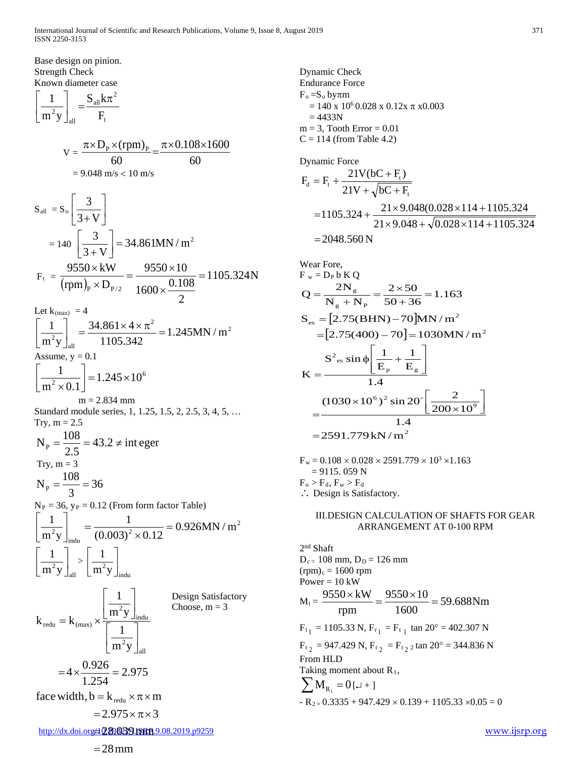Base design on pinion.

Strength Check

Known diameter case

$$\left[\frac{1}{m^2 y}\right]_{all} = \frac{S_{all} k \pi^2}{F_t}$$

$$V = \frac{\pi \times D_P \times (rpm)_P}{60} = \frac{\pi \times 0.108 \times 1600}{60}$$

$= 9.048$ m/s $< 10$ m/s

$$S_{all} = S_o \left[\frac{3}{3+V}\right]$$

$$= 140 \left[\frac{3}{3+V}\right] = 34.861 \text{MN}/\text{m}^2$$

$$F_t = \frac{9550 \times kW}{(rpm)_P \times D_{P/2}} = \frac{9550 \times 10}{1600 \times \frac{0.108}{2}} = 1105.324\text{N}$$

Let $k_{(max)} = 4$

$$\left[\frac{1}{m^2 y}\right]_{all} = \frac{34.861 \times 4 \times \pi^2}{1105.342} = 1.245 \text{MN}/\text{m}^2$$

Assume, y = 0.1

$$\left[\frac{1}{m^2 \times 0.1}\right] = 1.245 \times 10^6$$

m = 2.834 mm

Standard module series, 1, 1.25, 1.5, 2, 2.5, 3, 4, 5, …

Try, m = 2.5

$$N_P = \frac{108}{2.5} = 43.2 \neq \text{integer}$$

Try, m = 3

$$N_P = \frac{108}{3} = 36$$

$N_P = 36$, $y_P = 0.12$ (From form factor Table)

$$\left[\frac{1}{m^2 y}\right]_{indu} = \frac{1}{(0.003)^2 \times 0.12} = 0.926 \text{MN}/\text{m}^2$$

$$\left[\frac{1}{m^2 y}\right]_{all} > \left[\frac{1}{m^2 y}\right]_{indu}$$

Design Satisfactory

Choose, m = 3

$$k_{redu} = k_{(max)} \times \frac{\left[\frac{1}{m^2 y}\right]_{indu}}{\left[\frac{1}{m^2 y}\right]_{all}}$$

$$= 4 \times \frac{0.926}{1.254} = 2.975$$

$$\text{face width}, b = k_{redu} \times \pi \times m$$

$$= 2.975 \times \pi \times 3$$

$$= 28.039 \text{mm}$$

$$= 28 \text{mm}$$

Dynamic Check

Endurance Force

$F_o = S_o \, b y \pi m$

$= 140 \times 10^6 \, 0.028 \times 0.12 \times \pi \times 0.003$

$= 4433$N

m = 3, Tooth Error = 0.01

C = 114 (from Table 4.2)

Dynamic Force

$$F_d = F_t + \frac{21V(bC + F_t)}{21V + \sqrt{bC + F_t}}$$

$$= 1105.324 + \frac{21 \times 9.048(0.028 \times 114 + 1105.324}{21 \times 9.048 + \sqrt{0.028 \times 114 + 1105.324}}$$

$$= 2048.560 \text{ N}$$

Wear Fore,

$F_w = D_P \, b \, K \, Q$

$$Q = \frac{2N_g}{N_g + N_P} = \frac{2 \times 50}{50 + 36} = 1.163$$

$$S_{es} = [2.75(\text{BHN}) - 70] \text{MN}/\text{m}^2$$

$$= [2.75(400) - 70] = 1030 \text{MN}/\text{m}^2$$

$$K = \frac{S^2_{es} \sin\phi \left[\frac{1}{E_p} + \frac{1}{E_g}\right]}{1.4}$$

$$= \frac{(1030 \times 10^6)^2 \sin 20^\circ \left[\frac{2}{200 \times 10^9}\right]}{1.4}$$

$$= 2591.779 \text{kN}/\text{m}^2$$

$F_w = 0.108 \times 0.028 \times 2591.779 \times 10^3 \times 1.163$

$= 9115.059$ N

$F_o > F_d$, $F_w > F_d$

∴ Design is Satisfactory.

## III.DESIGN CALCULATION OF SHAFTS FOR GEAR ARRANGEMENT AT 0-100 RPM

2nd Shaft

$D_c = 108$ mm, $D_D = 126$ mm

$(rpm)_c = 1600$ rpm

Power = 10 kW

$$M_t = \frac{9550 \times kW}{rpm} = \frac{9550 \times 10}{1600} = 59.688 \text{Nm}$$

$F_{t_1} = 1105.33$ N, $F_{r_1} = F_{t_1} \tan 20° = 402.307$ N

$F_{t_2} = 947.429$ N, $F_{r_2} = F_{t_2} \tan 20° = 344.836$ N

From HLD

Taking moment about $R_1$,

$$\sum M_{R_1} = 0 \, [\circlearrowleft +]$$

$- R_2 \times 0.3335 + 947.429 \times 0.139 + 1105.33 \times 0.05 = 0$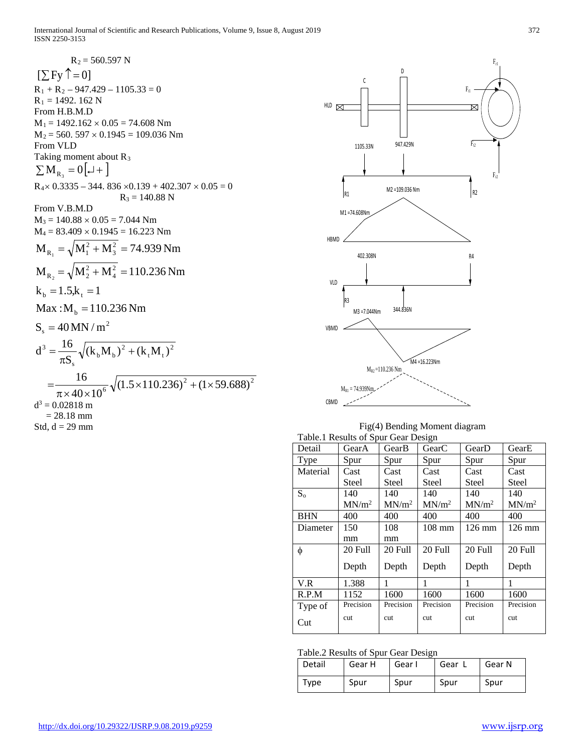$R_2 = 560.597$ N

$[\sum Fy \uparrow = 0]$

$R_1 + R_2 - 947.429 - 1105.33 = 0$

$R_1 = 1492.162$ N

From H.B.M.D

$M_1 = 1492.162 \times 0.05 = 74.608$ Nm

$M_2 = 560.597 \times 0.1945 = 109.036$ Nm

From VLD

Taking moment about $R_3$

$$\sum M_{R_3} = 0 [\circlearrowright +]$$

$R_4 \times 0.3335 - 344.836 \times 0.139 + 402.307 \times 0.05 = 0$

$R_3 = 140.88$ N

From V.B.M.D

$M_3 = 140.88 \times 0.05 = 7.044$ Nm

$M_4 = 83.409 \times 0.1945 = 16.223$ Nm

$$M_{R_1} = \sqrt{M_1^2 + M_3^2} = 74.939 \text{ Nm}$$

$$M_{R_2} = \sqrt{M_2^2 + M_4^2} = 110.236 \text{ Nm}$$

$$k_b = 1.5, k_t = 1$$

$$\text{Max}: M_b = 110.236 \text{ Nm}$$

$$S_s = 40 \text{ MN/m}^2$$

$$d^3 = \frac{16}{\pi S_s}\sqrt{(k_b M_b)^2 + (k_t M_t)^2}$$

$$= \frac{16}{\pi \times 40 \times 10^6}\sqrt{(1.5 \times 110.236)^2 + (1 \times 59.688)^2}$$

$d^3 = 0.02818$ m

$= 28.18$ mm

Std, d = 29 mm

Fig(4) Bending Moment diagram

Table.1 Results of Spur Gear Design

| Detail | GearA | GearB | GearC | GearD | GearE |
|---|---|---|---|---|---|
| Type | Spur | Spur | Spur | Spur | Spur |
| Material | Cast Steel | Cast Steel | Cast Steel | Cast Steel | Cast Steel |
| $S_o$ | 140 $MN/m^2$ | 140 $MN/m^2$ | 140 $MN/m^2$ | 140 $MN/m^2$ | 140 $MN/m^2$ |
| BHN | 400 | 400 | 400 | 400 | 400 |
| Diameter | 150 mm | 108 mm | 108 mm | 126 mm | 126 mm |
| $\phi$ | 20 Full Depth | 20 Full Depth | 20 Full Depth | 20 Full Depth | 20 Full Depth |
| V.R | 1.388 | 1 | 1 | 1 | 1 |
| R.P.M | 1152 | 1600 | 1600 | 1600 | 1600 |
| Type of Cut | Precision cut | Precision cut | Precision cut | Precision cut | Precision cut |

Table.2 Results of Spur Gear Design

| Detail | Gear H | Gear I | Gear L | Gear N |
|---|---|---|---|---|
| Type | Spur | Spur | Spur | Spur |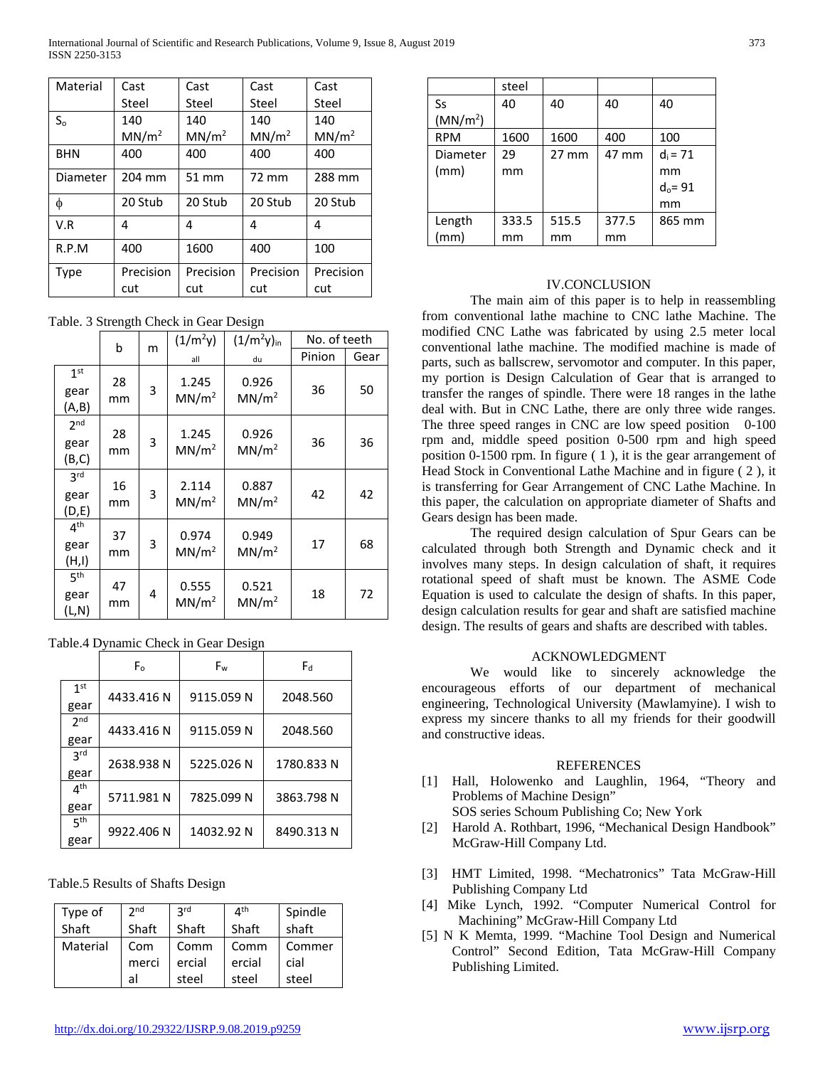| Material | Cast Steel | Cast Steel | Cast Steel | Cast Steel |
|---|---|---|---|---|
| $S_o$ | 140 $MN/m^2$ | 140 $MN/m^2$ | 140 $MN/m^2$ | 140 $MN/m^2$ |
| BHN | 400 | 400 | 400 | 400 |
| Diameter | 204 mm | 51 mm | 72 mm | 288 mm |
| ϕ | 20 Stub | 20 Stub | 20 Stub | 20 Stub |
| V.R | 4 | 4 | 4 | 4 |
| R.P.M | 400 | 1600 | 400 | 100 |
| Type | Precision cut | Precision cut | Precision cut | Precision cut |

Table. 3 Strength Check in Gear Design

| | b | m | $(1/m^2y)_{all}$ | $(1/m^2y)_{indu}$ | No. of teeth | |
|---|---|---|---|---|---|---|
| | | | | | Pinion | Gear |
| 1st gear (A,B) | 28 mm | 3 | 1.245 $MN/m^2$ | 0.926 $MN/m^2$ | 36 | 50 |
| 2nd gear (B,C) | 28 mm | 3 | 1.245 $MN/m^2$ | 0.926 $MN/m^2$ | 36 | 36 |
| 3rd gear (D,E) | 16 mm | 3 | 2.114 $MN/m^2$ | 0.887 $MN/m^2$ | 42 | 42 |
| 4th gear (H,I) | 37 mm | 3 | 0.974 $MN/m^2$ | 0.949 $MN/m^2$ | 17 | 68 |
| 5th gear (L,N) | 47 mm | 4 | 0.555 $MN/m^2$ | 0.521 $MN/m^2$ | 18 | 72 |

Table.4 Dynamic Check in Gear Design

| | $F_o$ | $F_w$ | $F_d$ |
|---|---|---|---|
| 1st gear | 4433.416 N | 9115.059 N | 2048.560 |
| 2nd gear | 4433.416 N | 9115.059 N | 2048.560 |
| 3rd gear | 2638.938 N | 5225.026 N | 1780.833 N |
| 4th gear | 5711.981 N | 7825.099 N | 3863.798 N |
| 5th gear | 9922.406 N | 14032.92 N | 8490.313 N |

Table.5 Results of Shafts Design

| Type of Shaft | 2nd Shaft | 3rd Shaft | 4th Shaft | Spindle shaft |
|---|---|---|---|---|
| Material | Commercial steel | Commercial steel | Commercial steel | Commercial steel |
| Ss ($MN/m^2$) | 40 | 40 | 40 | 40 |
| RPM | 1600 | 1600 | 400 | 100 |
| Diameter (mm) | 29 mm | 27 mm | 47 mm | $d_i$ = 71 mm $d_o$ = 91 mm |
| Length (mm) | 333.5 mm | 515.5 mm | 377.5 mm | 865 mm |

## IV.CONCLUSION

The main aim of this paper is to help in reassembling from conventional lathe machine to CNC lathe Machine. The modified CNC Lathe was fabricated by using 2.5 meter local conventional lathe machine. The modified machine is made of parts, such as ballscrew, servomotor and computer. In this paper, my portion is Design Calculation of Gear that is arranged to transfer the ranges of spindle. There were 18 ranges in the lathe deal with. But in CNC Lathe, there are only three wide ranges. The three speed ranges in CNC are low speed position 0-100 rpm and, middle speed position 0-500 rpm and high speed position 0-1500 rpm. In figure ( 1 ), it is the gear arrangement of Head Stock in Conventional Lathe Machine and in figure ( 2 ), it is transferring for Gear Arrangement of CNC Lathe Machine. In this paper, the calculation on appropriate diameter of Shafts and Gears design has been made.

The required design calculation of Spur Gears can be calculated through both Strength and Dynamic check and it involves many steps. In design calculation of shaft, it requires rotational speed of shaft must be known. The ASME Code Equation is used to calculate the design of shafts. In this paper, design calculation results for gear and shaft are satisfied machine design. The results of gears and shafts are described with tables.

## ACKNOWLEDGMENT

We would like to sincerely acknowledge the encourageous efforts of our department of mechanical engineering, Technological University (Mawlamyine). I wish to express my sincere thanks to all my friends for their goodwill and constructive ideas.

## REFERENCES

[1] Hall, Holowenko and Laughlin, 1964, "Theory and Problems of Machine Design" SOS series Schoum Publishing Co; New York

[2] Harold A. Rothbart, 1996, "Mechanical Design Handbook" McGraw-Hill Company Ltd.

[3] HMT Limited, 1998. "Mechatronics" Tata McGraw-Hill Publishing Company Ltd

[4] Mike Lynch, 1992. "Computer Numerical Control for Machining" McGraw-Hill Company Ltd

[5] N K Memta, 1999. "Machine Tool Design and Numerical Control" Second Edition, Tata McGraw-Hill Company Publishing Limited.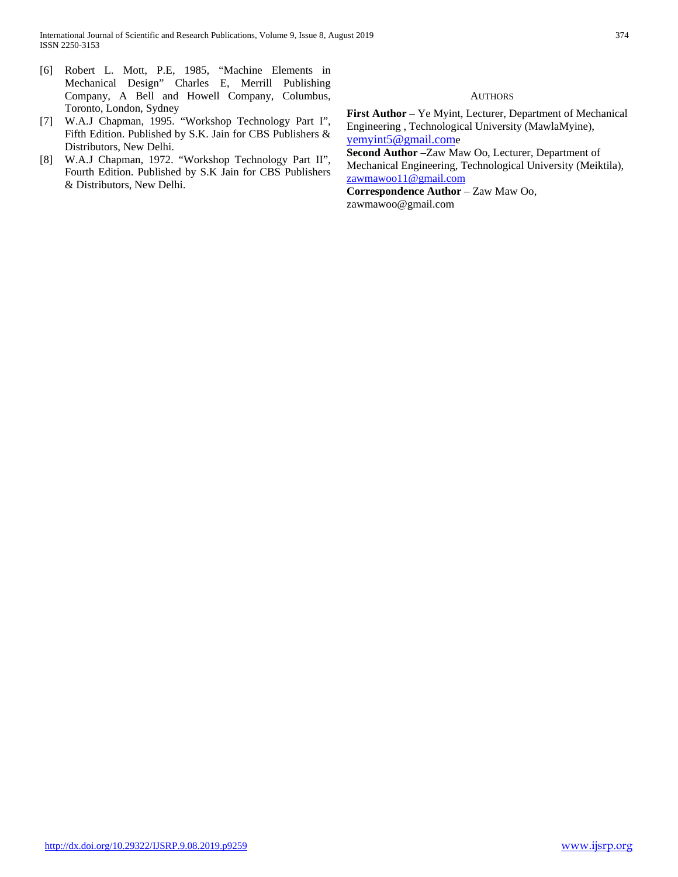[6] Robert L. Mott, P.E, 1985, "Machine Elements in Mechanical Design" Charles E, Merrill Publishing Company, A Bell and Howell Company, Columbus, Toronto, London, Sydney

[7] W.A.J Chapman, 1995. "Workshop Technology Part I", Fifth Edition. Published by S.K. Jain for CBS Publishers & Distributors, New Delhi.

[8] W.A.J Chapman, 1972. "Workshop Technology Part II", Fourth Edition. Published by S.K Jain for CBS Publishers & Distributors, New Delhi.

## AUTHORS

**First Author** – Ye Myint, Lecturer, Department of Mechanical Engineering , Technological University (MawlaMyine), yemyint5@gmail.come

**Second Author** –Zaw Maw Oo, Lecturer, Department of Mechanical Engineering, Technological University (Meiktila), zawmawoo11@gmail.com

**Correspondence Author** – Zaw Maw Oo, zawmawoo@gmail.com